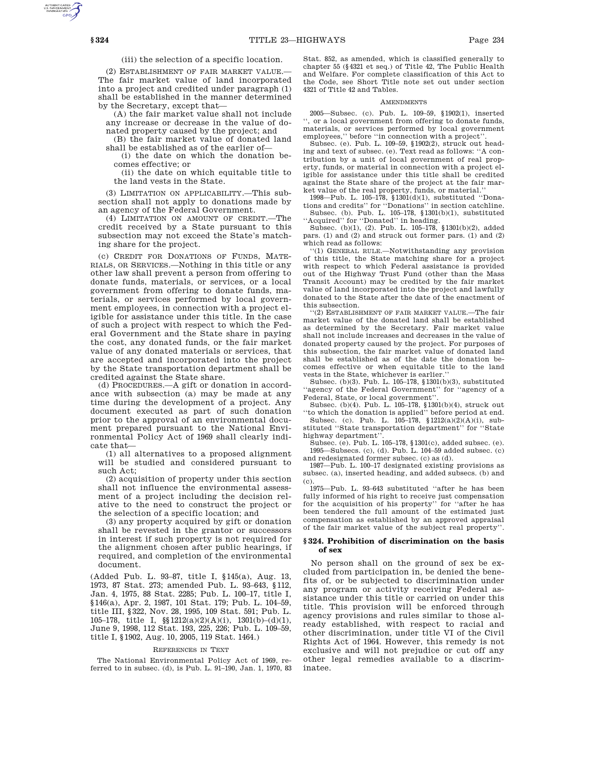(iii) the selection of a specific location.

(2) ESTABLISHMENT OF FAIR MARKET VALUE.—The fair market value of land incorporated into a project and credited under paragraph (1) shall be established in the manner determined by the Secretary, except that—

(A) the fair market value shall not include any increase or decrease in the value of donated property caused by the project; and

(B) the fair market value of donated land shall be established as of the earlier of—

(i) the date on which the donation becomes effective; or

(ii) the date on which equitable title to the land vests in the State.

(3) LIMITATION ON APPLICABILITY.—This subsection shall not apply to donations made by an agency of the Federal Government.

(4) LIMITATION ON AMOUNT OF CREDIT.—The credit received by a State pursuant to this subsection may not exceed the State's matching share for the project.

(c) CREDIT FOR DONATIONS OF FUNDS, MATERIALS, OR SERVICES.—Nothing in this title or any other law shall prevent a person from offering to donate funds, materials, or services, or a local government from offering to donate funds, materials, or services performed by local government employees, in connection with a project eligible for assistance under this title. In the case of such a project with respect to which the Federal Government and the State share in paying the cost, any donated funds, or the fair market value of any donated materials or services, that are accepted and incorporated into the project by the State transportation department shall be credited against the State share.

(d) PROCEDURES.—A gift or donation in accordance with subsection (a) may be made at any time during the development of a project. Any document executed as part of such donation prior to the approval of an environmental document prepared pursuant to the National Environmental Policy Act of 1969 shall clearly indicate that—

(1) all alternatives to a proposed alignment will be studied and considered pursuant to such Act;

(2) acquisition of property under this section shall not influence the environmental assessment of a project including the decision relative to the need to construct the project or the selection of a specific location; and

(3) any property acquired by gift or donation shall be revested in the grantor or successors in interest if such property is not required for the alignment chosen after public hearings, if required, and completion of the environmental document.

(Added Pub. L. 93–87, title I, §145(a), Aug. 13, 1973, 87 Stat. 273; amended Pub. L. 93–643, §112, Jan. 4, 1975, 88 Stat. 2285; Pub. L. 100–17, title I, §146(a), Apr. 2, 1987, 101 Stat. 179; Pub. L. 104–59, title III, §322, Nov. 28, 1995, 109 Stat. 591; Pub. L. 105–178, title I, §§1212(a)(2)(A)(i), 1301(b)–(d)(1), June 9, 1998, 112 Stat. 193, 225, 226; Pub. L. 109–59, title I, §1902, Aug. 10, 2005, 119 Stat. 1464.)

REFERENCES IN TEXT

The National Environmental Policy Act of 1969, referred to in subsec. (d), is Pub. L. 91–190, Jan. 1, 1970, 83 Stat. 852, as amended, which is classified generally to chapter 55 (§4321 et seq.) of Title 42, The Public Health and Welfare. For complete classification of this Act to the Code, see Short Title note set out under section 4321 of Title 42 and Tables.

AMENDMENTS

2005—Subsec. (c). Pub. L. 109–59, §1902(1), inserted ", or a local government from offering to donate funds, materials, or services performed by local government employees," before "in connection with a project".

Subsec. (e). Pub. L. 109–59, §1902(2), struck out heading and text of subsec. (e). Text read as follows: "A contribution by a unit of local government of real property, funds, or material in connection with a project eligible for assistance under this title shall be credited against the State share of the project at the fair market value of the real property, funds, or material."

1998—Pub. L. 105–178, §1301(d)(1), substituted "Donations and credits" for "Donations" in section catchline.

Subsec. (b). Pub. L. 105–178, §1301(b)(1), substituted "Acquired" for "Donated" in heading.

Subsec. (b)(1), (2). Pub. L. 105–178, §1301(b)(2), added pars. (1) and (2) and struck out former pars. (1) and (2) which read as follows:

"(1) GENERAL RULE.—Notwithstanding any provision of this title, the State matching share for a project with respect to which Federal assistance is provided out of the Highway Trust Fund (other than the Mass Transit Account) may be credited by the fair market value of land incorporated into the project and lawfully donated to the State after the date of the enactment of this subsection.

"(2) ESTABLISHMENT OF FAIR MARKET VALUE.—The fair market value of the donated land shall be established as determined by the Secretary. Fair market value shall not include increases and decreases in the value of donated property caused by the project. For purposes of this subsection, the fair market value of donated land shall be established as of the date the donation becomes effective or when equitable title to the land vests in the State, whichever is earlier."

Subsec. (b)(3). Pub. L. 105–178, §1301(b)(3), substituted "agency of the Federal Government" for "agency of a Federal, State, or local government".

Subsec. (b)(4). Pub. L. 105–178, §1301(b)(4), struck out "to which the donation is applied" before period at end.

Subsec. (c). Pub. L. 105–178, §1212(a)(2)(A)(i), substituted "State transportation department" for "State highway department".

Subsec. (e). Pub. L. 105–178, §1301(c), added subsec. (e).

1995—Subsecs. (c), (d). Pub. L. 104–59 added subsec. (c) and redesignated former subsec. (c) as (d).

1987—Pub. L. 100–17 designated existing provisions as subsec. (a), inserted heading, and added subsecs. (b) and (c).

1975—Pub. L. 93–643 substituted "after he has been fully informed of his right to receive just compensation for the acquisition of his property" for "after he has been tendered the full amount of the estimated just compensation as established by an approved appraisal of the fair market value of the subject real property".

## §324. Prohibition of discrimination on the basis of sex

No person shall on the ground of sex be excluded from participation in, be denied the benefits of, or be subjected to discrimination under any program or activity receiving Federal assistance under this title or carried on under this title. This provision will be enforced through agency provisions and rules similar to those already established, with respect to racial and other discrimination, under title VI of the Civil Rights Act of 1964. However, this remedy is not exclusive and will not prejudice or cut off any other legal remedies available to a discriminatee.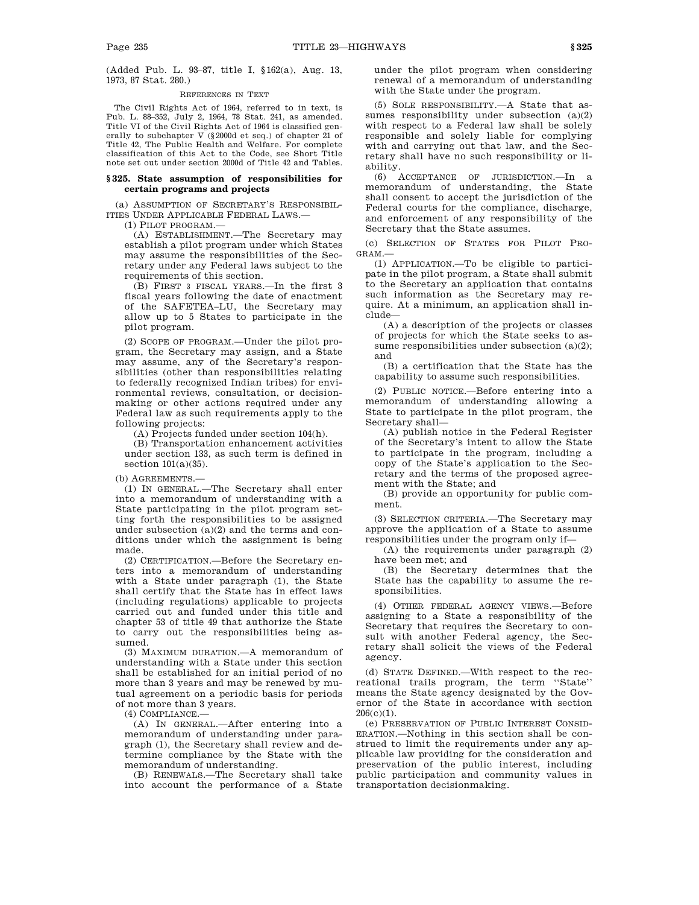(Added Pub. L. 93–87, title I, §162(a), Aug. 13, 1973, 87 Stat. 280.)

REFERENCES IN TEXT

The Civil Rights Act of 1964, referred to in text, is Pub. L. 88–352, July 2, 1964, 78 Stat. 241, as amended. Title VI of the Civil Rights Act of 1964 is classified generally to subchapter V (§2000d et seq.) of chapter 21 of Title 42, The Public Health and Welfare. For complete classification of this Act to the Code, see Short Title note set out under section 2000d of Title 42 and Tables.

### §325. State assumption of responsibilities for certain programs and projects

(a) ASSUMPTION OF SECRETARY'S RESPONSIBILITIES UNDER APPLICABLE FEDERAL LAWS.—

(1) PILOT PROGRAM.—

(A) ESTABLISHMENT.—The Secretary may establish a pilot program under which States may assume the responsibilities of the Secretary under any Federal laws subject to the requirements of this section.

(B) FIRST 3 FISCAL YEARS.—In the first 3 fiscal years following the date of enactment of the SAFETEA–LU, the Secretary may allow up to 5 States to participate in the pilot program.

(2) SCOPE OF PROGRAM.—Under the pilot program, the Secretary may assign, and a State may assume, any of the Secretary's responsibilities (other than responsibilities relating to federally recognized Indian tribes) for environmental reviews, consultation, or decisionmaking or other actions required under any Federal law as such requirements apply to the following projects:

(A) Projects funded under section 104(h).

(B) Transportation enhancement activities under section 133, as such term is defined in section 101(a)(35).

(b) AGREEMENTS.—

(1) IN GENERAL.—The Secretary shall enter into a memorandum of understanding with a State participating in the pilot program setting forth the responsibilities to be assigned under subsection (a)(2) and the terms and conditions under which the assignment is being made.

(2) CERTIFICATION.—Before the Secretary enters into a memorandum of understanding with a State under paragraph (1), the State shall certify that the State has in effect laws (including regulations) applicable to projects carried out and funded under this title and chapter 53 of title 49 that authorize the State to carry out the responsibilities being assumed.

(3) MAXIMUM DURATION.—A memorandum of understanding with a State under this section shall be established for an initial period of no more than 3 years and may be renewed by mutual agreement on a periodic basis for periods of not more than 3 years.

(4) COMPLIANCE.—

(A) IN GENERAL.—After entering into a memorandum of understanding under paragraph (1), the Secretary shall review and determine compliance by the State with the memorandum of understanding.

(B) RENEWALS.—The Secretary shall take into account the performance of a State under the pilot program when considering renewal of a memorandum of understanding with the State under the program.

(5) SOLE RESPONSIBILITY.—A State that assumes responsibility under subsection (a)(2) with respect to a Federal law shall be solely responsible and solely liable for complying with and carrying out that law, and the Secretary shall have no such responsibility or liability.

(6) ACCEPTANCE OF JURISDICTION.—In a memorandum of understanding, the State shall consent to accept the jurisdiction of the Federal courts for the compliance, discharge, and enforcement of any responsibility of the Secretary that the State assumes.

(c) SELECTION OF STATES FOR PILOT PROGRAM.—

(1) APPLICATION.—To be eligible to participate in the pilot program, a State shall submit to the Secretary an application that contains such information as the Secretary may require. At a minimum, an application shall include—

(A) a description of the projects or classes of projects for which the State seeks to assume responsibilities under subsection (a)(2); and

(B) a certification that the State has the capability to assume such responsibilities.

(2) PUBLIC NOTICE.—Before entering into a memorandum of understanding allowing a State to participate in the pilot program, the Secretary shall—

(A) publish notice in the Federal Register of the Secretary's intent to allow the State to participate in the program, including a copy of the State's application to the Secretary and the terms of the proposed agreement with the State; and

(B) provide an opportunity for public comment.

(3) SELECTION CRITERIA.—The Secretary may approve the application of a State to assume responsibilities under the program only if—

(A) the requirements under paragraph (2) have been met; and

(B) the Secretary determines that the State has the capability to assume the responsibilities.

(4) OTHER FEDERAL AGENCY VIEWS.—Before assigning to a State a responsibility of the Secretary that requires the Secretary to consult with another Federal agency, the Secretary shall solicit the views of the Federal agency.

(d) STATE DEFINED.—With respect to the recreational trails program, the term "State" means the State agency designated by the Governor of the State in accordance with section 206(c)(1).

(e) PRESERVATION OF PUBLIC INTEREST CONSIDERATION.—Nothing in this section shall be construed to limit the requirements under any applicable law providing for the consideration and preservation of the public interest, including public participation and community values in transportation decisionmaking.